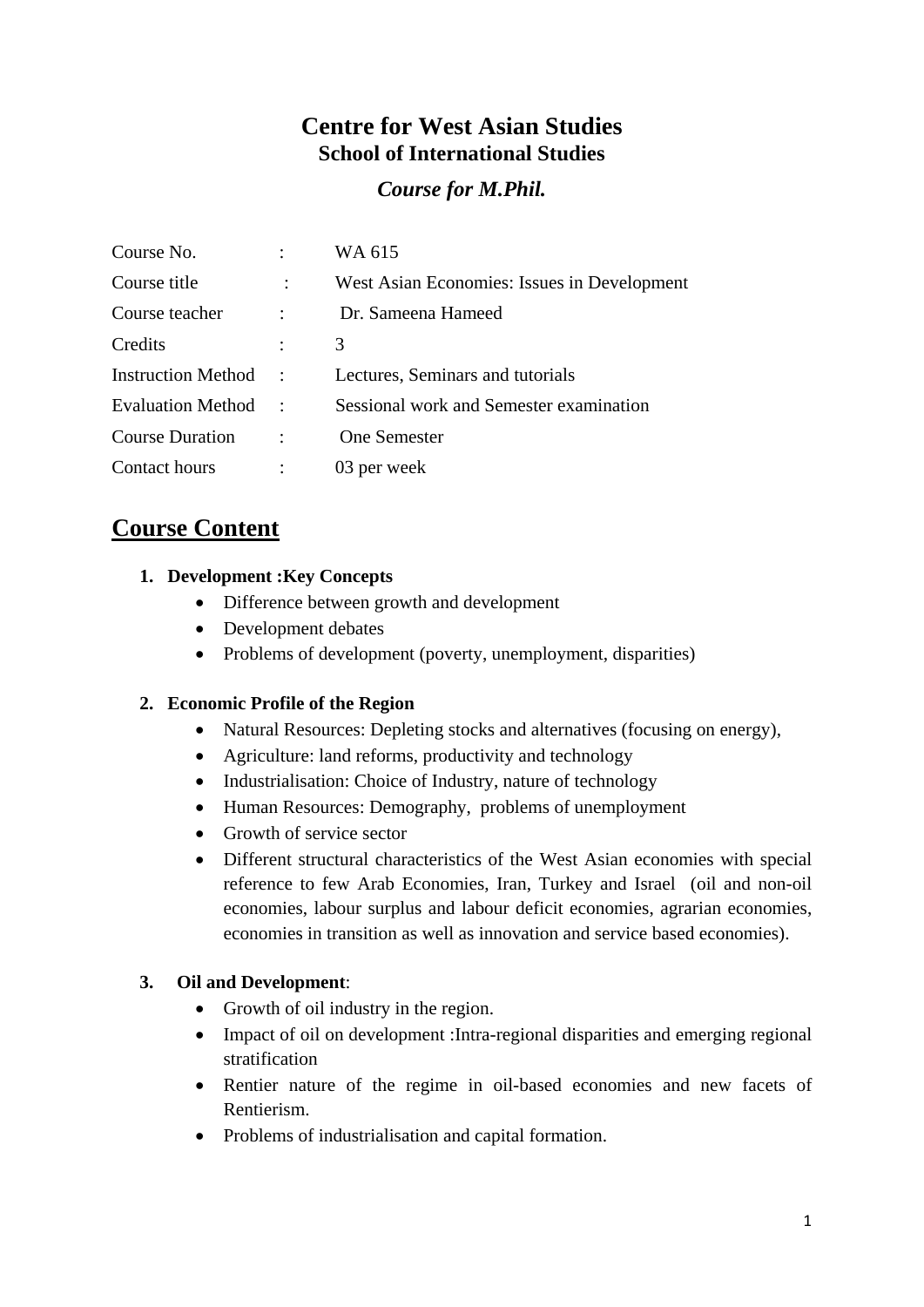# Centre for West Asian Studies
## School of International Studies
### *Course for M.Phil.*

| | | |
|---|---|---|
| Course No. | : | WA 615 |
| Course title | : | West Asian Economies: Issues in Development |
| Course teacher | : | Dr. Sameena Hameed |
| Credits | : | 3 |
| Instruction Method | : | Lectures, Seminars and tutorials |
| Evaluation Method | : | Sessional work and Semester examination |
| Course Duration | : | One Semester |
| Contact hours | : | 03 per week |

## Course Content

1. **Development :Key Concepts**
   - Difference between growth and development
   - Development debates
   - Problems of development (poverty, unemployment, disparities)

2. **Economic Profile of the Region**
   - Natural Resources: Depleting stocks and alternatives (focusing on energy),
   - Agriculture: land reforms, productivity and technology
   - Industrialisation: Choice of Industry, nature of technology
   - Human Resources: Demography, problems of unemployment
   - Growth of service sector
   - Different structural characteristics of the West Asian economies with special reference to few Arab Economies, Iran, Turkey and Israel (oil and non-oil economies, labour surplus and labour deficit economies, agrarian economies, economies in transition as well as innovation and service based economies).

3. **Oil and Development**:
   - Growth of oil industry in the region.
   - Impact of oil on development :Intra-regional disparities and emerging regional stratification
   - Rentier nature of the regime in oil-based economies and new facets of Rentierism.
   - Problems of industrialisation and capital formation.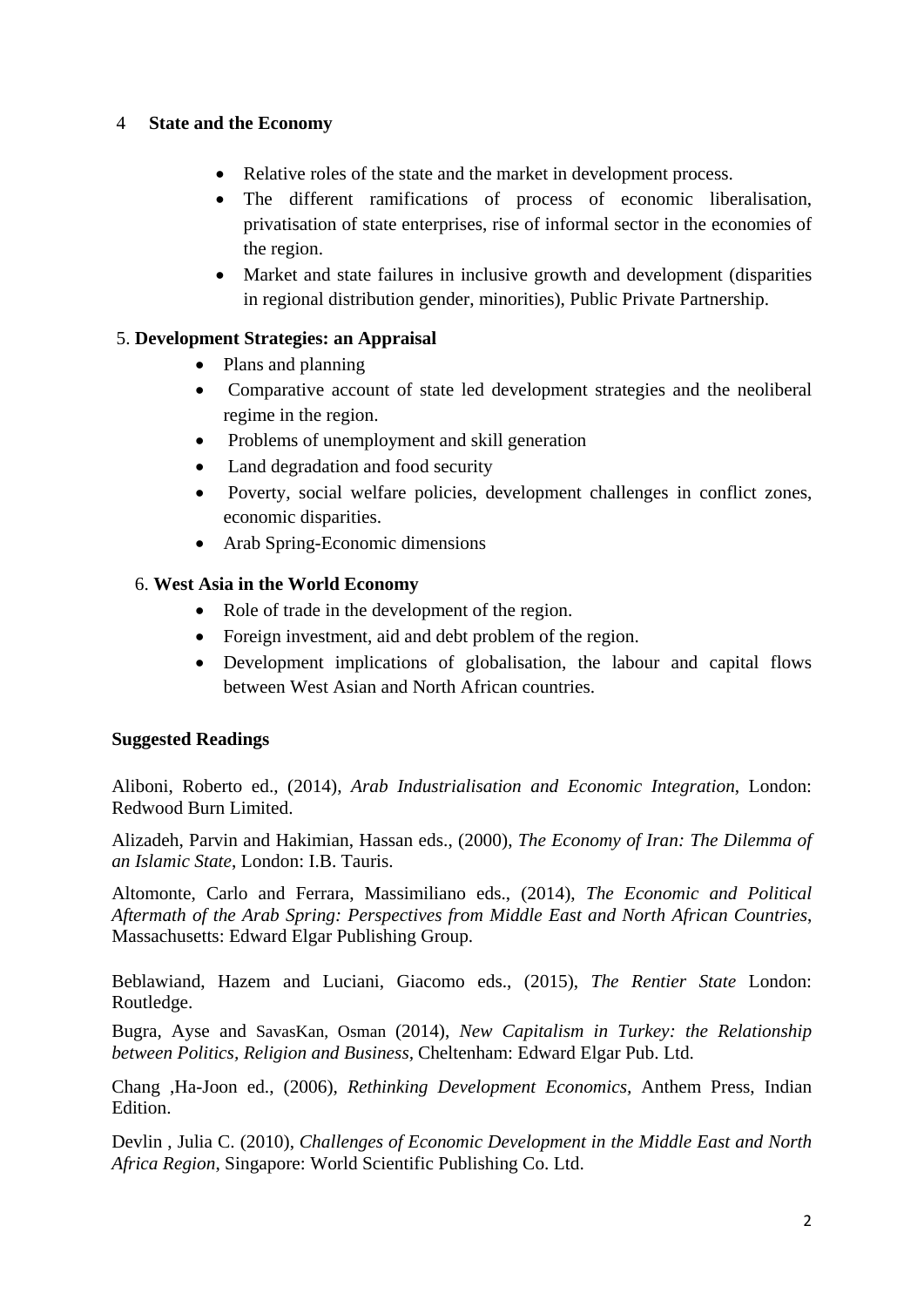4 **State and the Economy**

- Relative roles of the state and the market in development process.
- The different ramifications of process of economic liberalisation, privatisation of state enterprises, rise of informal sector in the economies of the region.
- Market and state failures in inclusive growth and development (disparities in regional distribution gender, minorities), Public Private Partnership.

5. **Development Strategies: an Appraisal**

- Plans and planning
- Comparative account of state led development strategies and the neoliberal regime in the region.
- Problems of unemployment and skill generation
- Land degradation and food security
- Poverty, social welfare policies, development challenges in conflict zones, economic disparities.
- Arab Spring-Economic dimensions

6. **West Asia in the World Economy**

- Role of trade in the development of the region.
- Foreign investment, aid and debt problem of the region.
- Development implications of globalisation, the labour and capital flows between West Asian and North African countries.

**Suggested Readings**

Aliboni, Roberto ed., (2014), *Arab Industrialisation and Economic Integration*, London: Redwood Burn Limited.

Alizadeh, Parvin and Hakimian, Hassan eds., (2000), *The Economy of Iran: The Dilemma of an Islamic State*, London: I.B. Tauris.

Altomonte, Carlo and Ferrara, Massimiliano eds., (2014), *The Economic and Political Aftermath of the Arab Spring: Perspectives from Middle East and North African Countries*, Massachusetts: Edward Elgar Publishing Group.

Beblawiand, Hazem and Luciani, Giacomo eds., (2015), *The Rentier State* London: Routledge.

Bugra, Ayse and SavasKan, Osman (2014), *New Capitalism in Turkey: the Relationship between Politics, Religion and Business,* Cheltenham: Edward Elgar Pub. Ltd.

Chang ,Ha-Joon ed., (2006), *Rethinking Development Economics,* Anthem Press, Indian Edition.

Devlin , Julia C. (2010), *Challenges of Economic Development in the Middle East and North Africa Region*, Singapore: World Scientific Publishing Co. Ltd.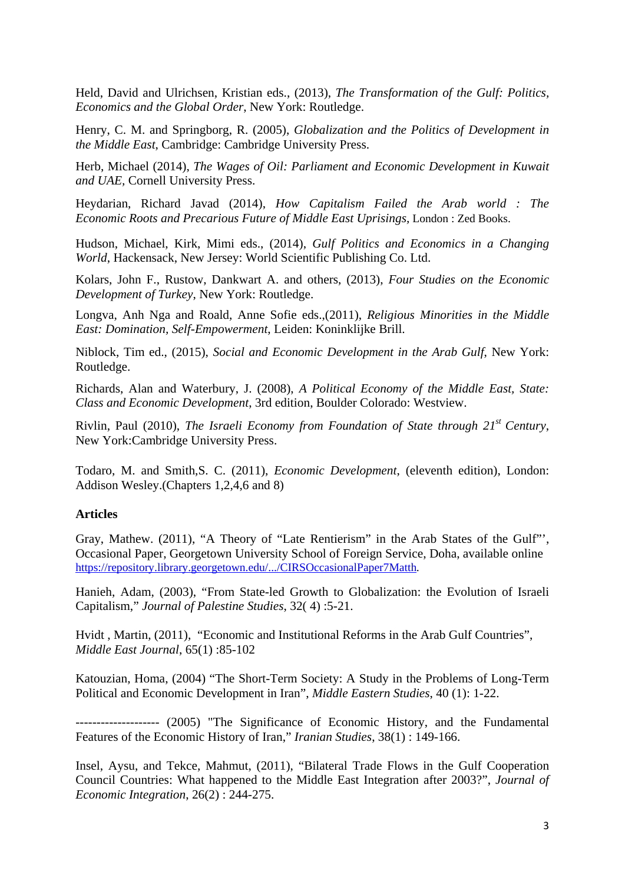Held, David and Ulrichsen, Kristian eds., (2013), *The Transformation of the Gulf: Politics, Economics and the Global Order*, New York: Routledge.

Henry, C. M. and Springborg, R. (2005), *Globalization and the Politics of Development in the Middle East*, Cambridge: Cambridge University Press.

Herb, Michael (2014), *The Wages of Oil: Parliament and Economic Development in Kuwait and UAE*, Cornell University Press.

Heydarian, Richard Javad (2014), *How Capitalism Failed the Arab world : The Economic Roots and Precarious Future of Middle East Uprisings*, London : Zed Books.

Hudson, Michael, Kirk, Mimi eds., (2014), *Gulf Politics and Economics in a Changing World*, Hackensack, New Jersey: World Scientific Publishing Co. Ltd.

Kolars, John F., Rustow, Dankwart A. and others, (2013), *Four Studies on the Economic Development of Turkey*, New York: Routledge.

Longva, Anh Nga and Roald, Anne Sofie eds.,(2011), *Religious Minorities in the Middle East: Domination, Self-Empowerment*, Leiden: Koninklijke Brill.

Niblock, Tim ed., (2015), *Social and Economic Development in the Arab Gulf*, New York: Routledge.

Richards, Alan and Waterbury, J. (2008), *A Political Economy of the Middle East, State: Class and Economic Development*, 3rd edition, Boulder Colorado: Westview.

Rivlin, Paul (2010), *The Israeli Economy from Foundation of State through 21st Century*, New York:Cambridge University Press.

Todaro, M. and Smith,S. C. (2011), *Economic Development*, (eleventh edition), London: Addison Wesley.(Chapters 1,2,4,6 and 8)

**Articles**

Gray, Mathew. (2011), "A Theory of "Late Rentierism" in the Arab States of the Gulf"', Occasional Paper, Georgetown University School of Foreign Service, Doha, available online https://repository.library.georgetown.edu/.../CIRSOccasionalPaper7Matth.

Hanieh, Adam, (2003), "From State-led Growth to Globalization: the Evolution of Israeli Capitalism," *Journal of Palestine Studies*, 32( 4) :5-21.

Hvidt , Martin, (2011), "Economic and Institutional Reforms in the Arab Gulf Countries", *Middle East Journal*, 65(1) :85-102

Katouzian, Homa, (2004) "The Short-Term Society: A Study in the Problems of Long-Term Political and Economic Development in Iran", *Middle Eastern Studies*, 40 (1): 1-22.

-------------------- (2005) "The Significance of Economic History, and the Fundamental Features of the Economic History of Iran," *Iranian Studies*, 38(1) : 149-166.

Insel, Aysu, and Tekce, Mahmut, (2011), "Bilateral Trade Flows in the Gulf Cooperation Council Countries: What happened to the Middle East Integration after 2003?", *Journal of Economic Integration*, 26(2) : 244-275.